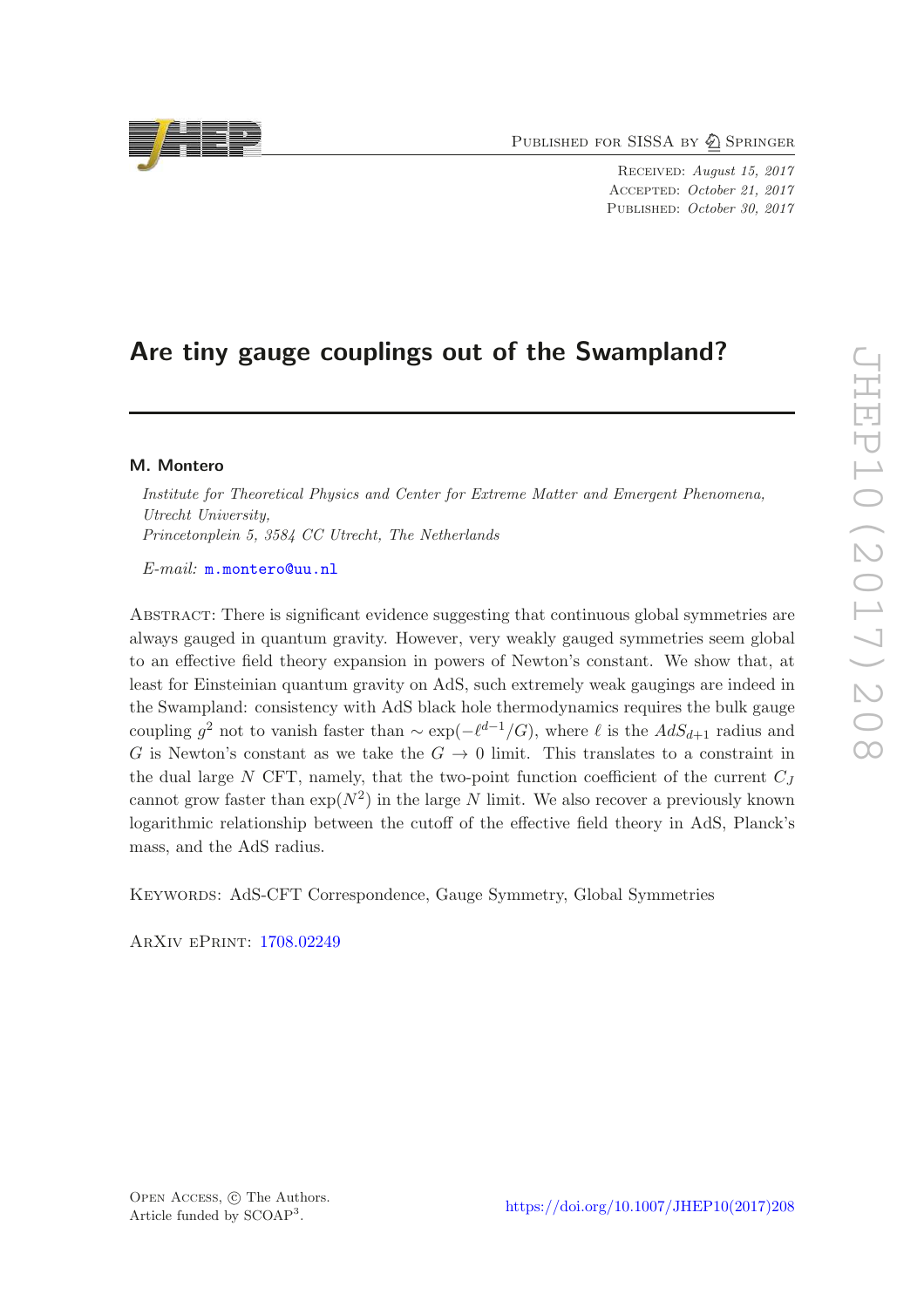# Are tiny gauge couplings out of the Swampland?

**M. Montero**

*Institute for Theoretical Physics and Center for Extreme Matter and Emergent Phenomena, Utrecht University,*
*Princetonplein 5, 3584 CC Utrecht, The Netherlands*

*E-mail:* m.montero@uu.nl

Abstract: There is significant evidence suggesting that continuous global symmetries are always gauged in quantum gravity. However, very weakly gauged symmetries seem global to an effective field theory expansion in powers of Newton's constant. We show that, at least for Einsteinian quantum gravity on AdS, such extremely weak gaugings are indeed in the Swampland: consistency with AdS black hole thermodynamics requires the bulk gauge coupling $g^2$ not to vanish faster than $\sim \exp(-\ell^{d-1}/G)$, where $\ell$ is the $AdS_{d+1}$ radius and $G$ is Newton's constant as we take the $G \to 0$ limit. This translates to a constraint in the dual large $N$ CFT, namely, that the two-point function coefficient of the current $C_J$ cannot grow faster than $\exp(N^2)$ in the large $N$ limit. We also recover a previously known logarithmic relationship between the cutoff of the effective field theory in AdS, Planck's mass, and the AdS radius.

Keywords: AdS-CFT Correspondence, Gauge Symmetry, Global Symmetries

ArXiv ePrint: 1708.02249

Open Access, © The Authors.
Article funded by SCOAP[3].

https://doi.org/10.1007/JHEP10(2017)208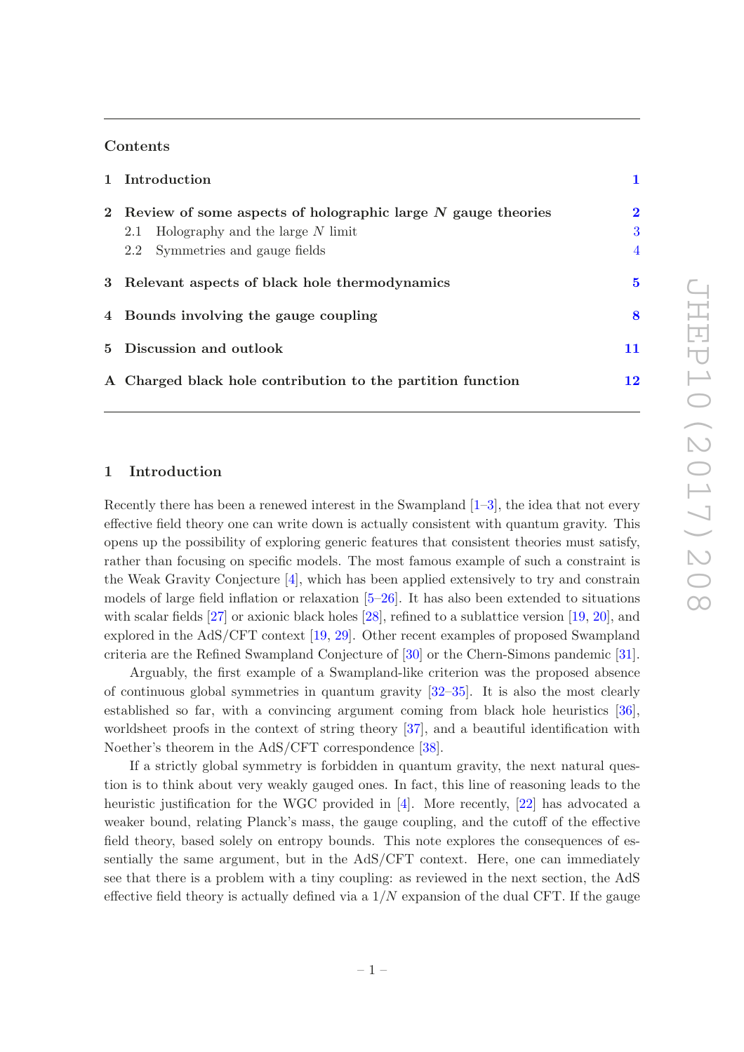## Contents

1 Introduction 1

2 Review of some aspects of holographic large $N$ gauge theories 2
- 2.1 Holography and the large $N$ limit 3
- 2.2 Symmetries and gauge fields 4

3 Relevant aspects of black hole thermodynamics 5

4 Bounds involving the gauge coupling 8

5 Discussion and outlook 11

A Charged black hole contribution to the partition function 12

# 1 Introduction

Recently there has been a renewed interest in the Swampland [1–3], the idea that not every effective field theory one can write down is actually consistent with quantum gravity. This opens up the possibility of exploring generic features that consistent theories must satisfy, rather than focusing on specific models. The most famous example of such a constraint is the Weak Gravity Conjecture [4], which has been applied extensively to try and constrain models of large field inflation or relaxation [5–26]. It has also been extended to situations with scalar fields [27] or axionic black holes [28], refined to a sublattice version [19, 20], and explored in the AdS/CFT context [19, 29]. Other recent examples of proposed Swampland criteria are the Refined Swampland Conjecture of [30] or the Chern-Simons pandemic [31].

Arguably, the first example of a Swampland-like criterion was the proposed absence of continuous global symmetries in quantum gravity [32–35]. It is also the most clearly established so far, with a convincing argument coming from black hole heuristics [36], worldsheet proofs in the context of string theory [37], and a beautiful identification with Noether's theorem in the AdS/CFT correspondence [38].

If a strictly global symmetry is forbidden in quantum gravity, the next natural question is to think about very weakly gauged ones. In fact, this line of reasoning leads to the heuristic justification for the WGC provided in [4]. More recently, [22] has advocated a weaker bound, relating Planck's mass, the gauge coupling, and the cutoff of the effective field theory, based solely on entropy bounds. This note explores the consequences of essentially the same argument, but in the AdS/CFT context. Here, one can immediately see that there is a problem with a tiny coupling: as reviewed in the next section, the AdS effective field theory is actually defined via a $1/N$ expansion of the dual CFT. If the gauge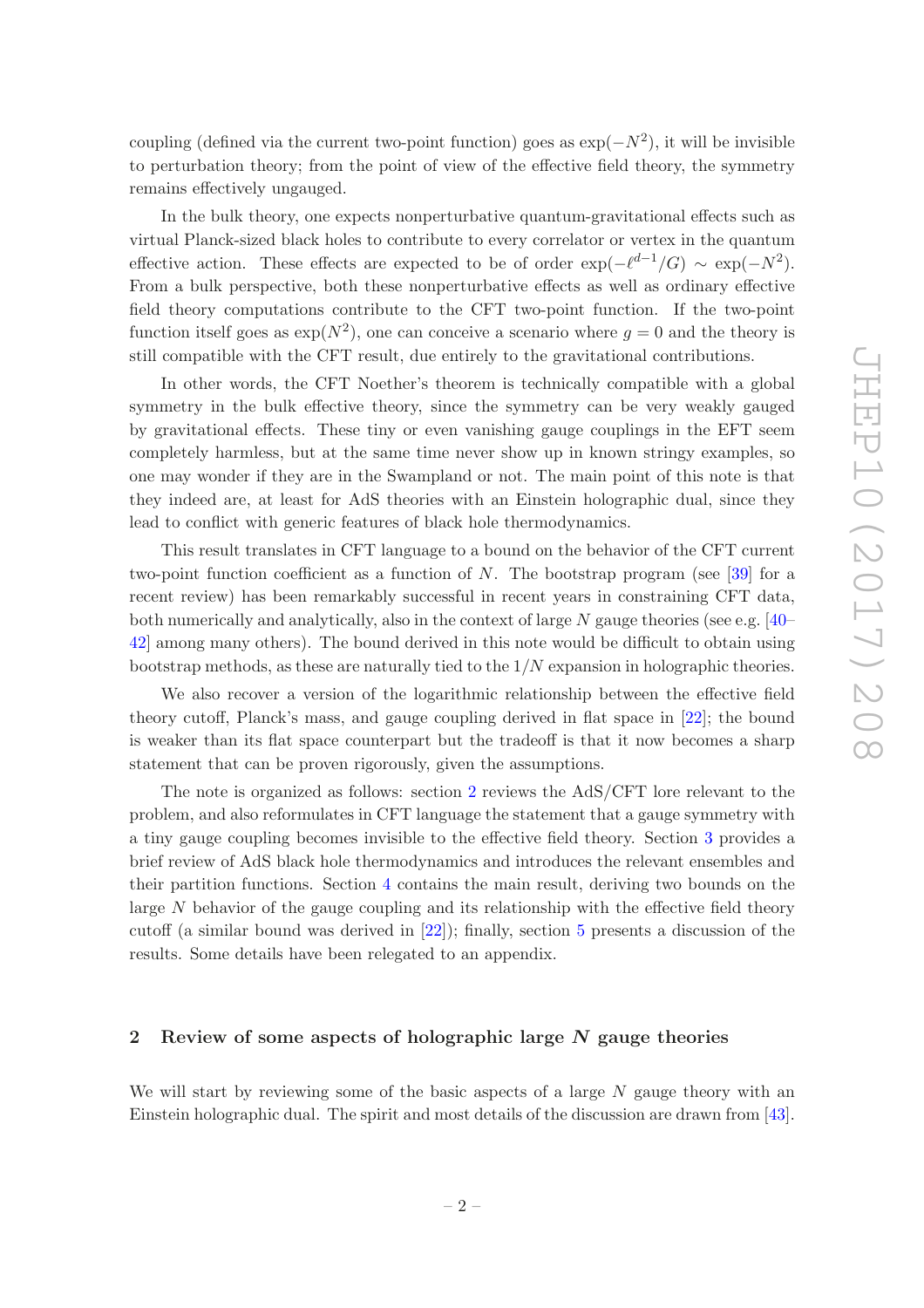coupling (defined via the current two-point function) goes as $\exp(-N^2)$, it will be invisible to perturbation theory; from the point of view of the effective field theory, the symmetry remains effectively ungauged.

In the bulk theory, one expects nonperturbative quantum-gravitational effects such as virtual Planck-sized black holes to contribute to every correlator or vertex in the quantum effective action. These effects are expected to be of order $\exp(-\ell^{d-1}/G) \sim \exp(-N^2)$. From a bulk perspective, both these nonperturbative effects as well as ordinary effective field theory computations contribute to the CFT two-point function. If the two-point function itself goes as $\exp(N^2)$, one can conceive a scenario where $g = 0$ and the theory is still compatible with the CFT result, due entirely to the gravitational contributions.

In other words, the CFT Noether's theorem is technically compatible with a global symmetry in the bulk effective theory, since the symmetry can be very weakly gauged by gravitational effects. These tiny or even vanishing gauge couplings in the EFT seem completely harmless, but at the same time never show up in known stringy examples, so one may wonder if they are in the Swampland or not. The main point of this note is that they indeed are, at least for AdS theories with an Einstein holographic dual, since they lead to conflict with generic features of black hole thermodynamics.

This result translates in CFT language to a bound on the behavior of the CFT current two-point function coefficient as a function of $N$. The bootstrap program (see [39] for a recent review) has been remarkably successful in recent years in constraining CFT data, both numerically and analytically, also in the context of large $N$ gauge theories (see e.g. [40–42] among many others). The bound derived in this note would be difficult to obtain using bootstrap methods, as these are naturally tied to the $1/N$ expansion in holographic theories.

We also recover a version of the logarithmic relationship between the effective field theory cutoff, Planck's mass, and gauge coupling derived in flat space in [22]; the bound is weaker than its flat space counterpart but the tradeoff is that it now becomes a sharp statement that can be proven rigorously, given the assumptions.

The note is organized as follows: section 2 reviews the AdS/CFT lore relevant to the problem, and also reformulates in CFT language the statement that a gauge symmetry with a tiny gauge coupling becomes invisible to the effective field theory. Section 3 provides a brief review of AdS black hole thermodynamics and introduces the relevant ensembles and their partition functions. Section 4 contains the main result, deriving two bounds on the large $N$ behavior of the gauge coupling and its relationship with the effective field theory cutoff (a similar bound was derived in [22]); finally, section 5 presents a discussion of the results. Some details have been relegated to an appendix.

## 2 Review of some aspects of holographic large $N$ gauge theories

We will start by reviewing some of the basic aspects of a large $N$ gauge theory with an Einstein holographic dual. The spirit and most details of the discussion are drawn from [43].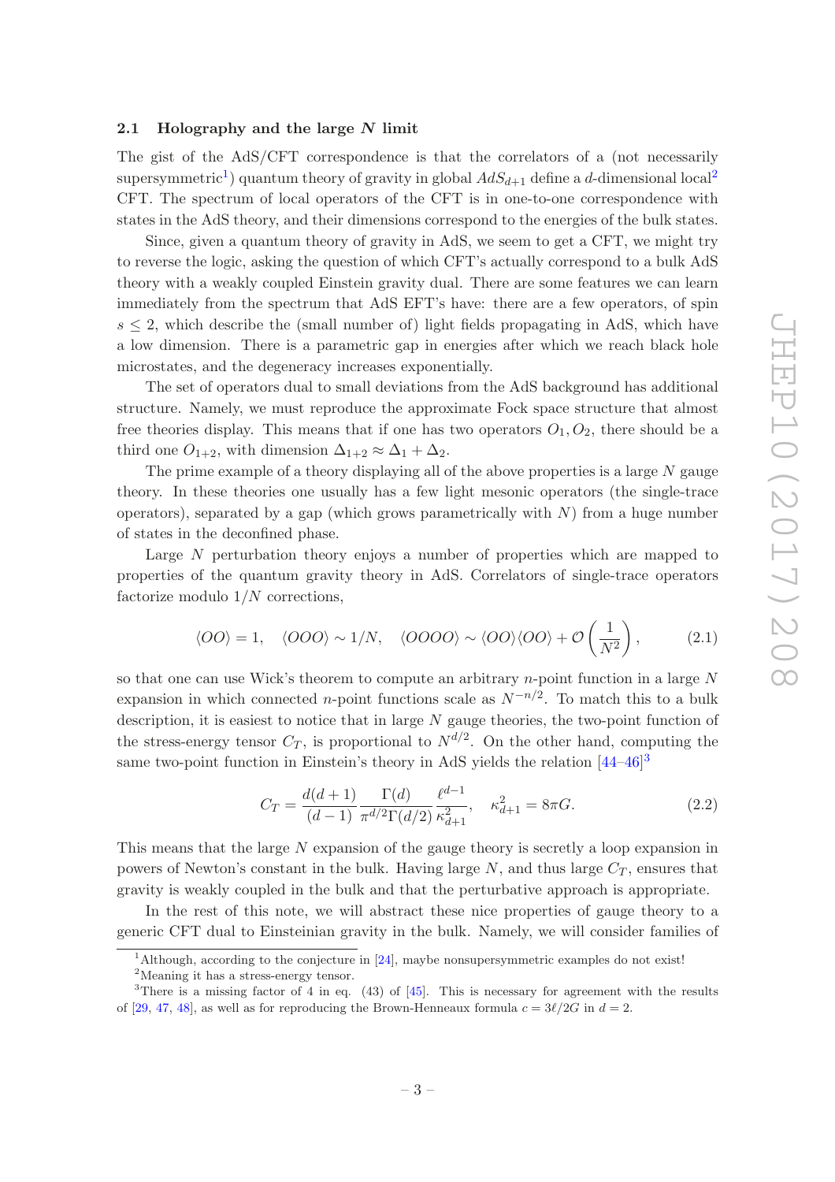### 2.1 Holography and the large $N$ limit

The gist of the AdS/CFT correspondence is that the correlators of a (not necessarily supersymmetric[1]) quantum theory of gravity in global $AdS_{d+1}$ define a $d$-dimensional local[2] CFT. The spectrum of local operators of the CFT is in one-to-one correspondence with states in the AdS theory, and their dimensions correspond to the energies of the bulk states.

Since, given a quantum theory of gravity in AdS, we seem to get a CFT, we might try to reverse the logic, asking the question of which CFT's actually correspond to a bulk AdS theory with a weakly coupled Einstein gravity dual. There are some features we can learn immediately from the spectrum that AdS EFT's have: there are a few operators, of spin $s \leq 2$, which describe the (small number of) light fields propagating in AdS, which have a low dimension. There is a parametric gap in energies after which we reach black hole microstates, and the degeneracy increases exponentially.

The set of operators dual to small deviations from the AdS background has additional structure. Namely, we must reproduce the approximate Fock space structure that almost free theories display. This means that if one has two operators $O_1, O_2$, there should be a third one $O_{1+2}$, with dimension $\Delta_{1+2} \approx \Delta_1 + \Delta_2$.

The prime example of a theory displaying all of the above properties is a large $N$ gauge theory. In these theories one usually has a few light mesonic operators (the single-trace operators), separated by a gap (which grows parametrically with $N$) from a huge number of states in the deconfined phase.

Large $N$ perturbation theory enjoys a number of properties which are mapped to properties of the quantum gravity theory in AdS. Correlators of single-trace operators factorize modulo $1/N$ corrections,

$$\langle OO \rangle = 1, \quad \langle OOO \rangle \sim 1/N, \quad \langle OOOO \rangle \sim \langle OO \rangle \langle OO \rangle + \mathcal{O}\left(\frac{1}{N^2}\right), \tag{2.1}$$

so that one can use Wick's theorem to compute an arbitrary $n$-point function in a large $N$ expansion in which connected $n$-point functions scale as $N^{-n/2}$. To match this to a bulk description, it is easiest to notice that in large $N$ gauge theories, the two-point function of the stress-energy tensor $C_T$, is proportional to $N^{d/2}$. On the other hand, computing the same two-point function in Einstein's theory in AdS yields the relation [44–46][3]

$$C_T = \frac{d(d+1)}{(d-1)} \frac{\Gamma(d)}{\pi^{d/2}\Gamma(d/2)} \frac{\ell^{d-1}}{\kappa_{d+1}^2}, \quad \kappa_{d+1}^2 = 8\pi G. \tag{2.2}$$

This means that the large $N$ expansion of the gauge theory is secretly a loop expansion in powers of Newton's constant in the bulk. Having large $N$, and thus large $C_T$, ensures that gravity is weakly coupled in the bulk and that the perturbative approach is appropriate.

In the rest of this note, we will abstract these nice properties of gauge theory to a generic CFT dual to Einsteinian gravity in the bulk. Namely, we will consider families of

---

[1] Although, according to the conjecture in [24], maybe nonsupersymmetric examples do not exist!

[2] Meaning it has a stress-energy tensor.

[3] There is a missing factor of 4 in eq. (43) of [45]. This is necessary for agreement with the results of [29, 47, 48], as well as for reproducing the Brown-Henneaux formula $c = 3\ell/2G$ in $d = 2$.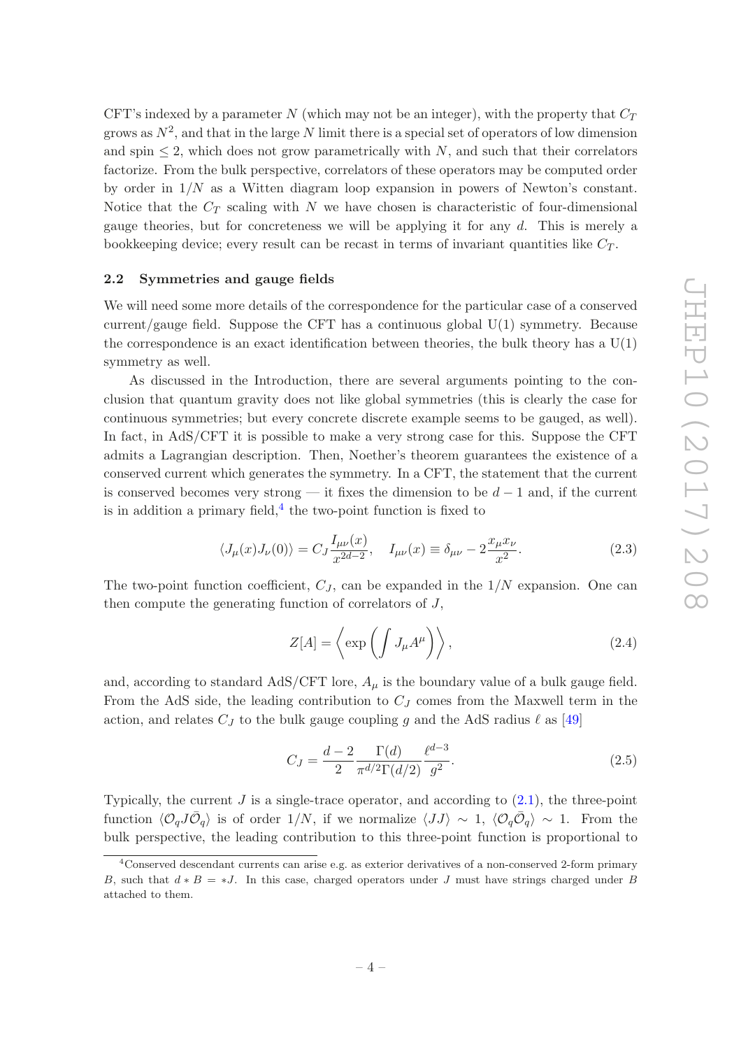CFT's indexed by a parameter $N$ (which may not be an integer), with the property that $C_T$ grows as $N^2$, and that in the large $N$ limit there is a special set of operators of low dimension and spin $\leq 2$, which does not grow parametrically with $N$, and such that their correlators factorize. From the bulk perspective, correlators of these operators may be computed order by order in $1/N$ as a Witten diagram loop expansion in powers of Newton's constant. Notice that the $C_T$ scaling with $N$ we have chosen is characteristic of four-dimensional gauge theories, but for concreteness we will be applying it for any $d$. This is merely a bookkeeping device; every result can be recast in terms of invariant quantities like $C_T$.

### 2.2 Symmetries and gauge fields

We will need some more details of the correspondence for the particular case of a conserved current/gauge field. Suppose the CFT has a continuous global U(1) symmetry. Because the correspondence is an exact identification between theories, the bulk theory has a U(1) symmetry as well.

As discussed in the Introduction, there are several arguments pointing to the conclusion that quantum gravity does not like global symmetries (this is clearly the case for continuous symmetries; but every concrete discrete example seems to be gauged, as well). In fact, in AdS/CFT it is possible to make a very strong case for this. Suppose the CFT admits a Lagrangian description. Then, Noether's theorem guarantees the existence of a conserved current which generates the symmetry. In a CFT, the statement that the current is conserved becomes very strong — it fixes the dimension to be $d-1$ and, if the current is in addition a primary field,[4] the two-point function is fixed to

$$\langle J_\mu(x) J_\nu(0)\rangle = C_J \frac{I_{\mu\nu}(x)}{x^{2d-2}}, \quad I_{\mu\nu}(x) \equiv \delta_{\mu\nu} - 2\frac{x_\mu x_\nu}{x^2}. \tag{2.3}$$

The two-point function coefficient, $C_J$, can be expanded in the $1/N$ expansion. One can then compute the generating function of correlators of $J$,

$$Z[A] = \left\langle \exp\left(\int J_\mu A^\mu\right)\right\rangle, \tag{2.4}$$

and, according to standard AdS/CFT lore, $A_\mu$ is the boundary value of a bulk gauge field. From the AdS side, the leading contribution to $C_J$ comes from the Maxwell term in the action, and relates $C_J$ to the bulk gauge coupling $g$ and the AdS radius $\ell$ as [49]

$$C_J = \frac{d-2}{2}\frac{\Gamma(d)}{\pi^{d/2}\Gamma(d/2)}\frac{\ell^{d-3}}{g^2}. \tag{2.5}$$

Typically, the current $J$ is a single-trace operator, and according to (2.1), the three-point function $\langle \mathcal{O}_q J \bar{\mathcal{O}}_q\rangle$ is of order $1/N$, if we normalize $\langle JJ\rangle \sim 1$, $\langle \mathcal{O}_q\bar{\mathcal{O}}_q\rangle \sim 1$. From the bulk perspective, the leading contribution to this three-point function is proportional to

---

[4] Conserved descendant currents can arise e.g. as exterior derivatives of a non-conserved 2-form primary $B$, such that $d * B = *J$. In this case, charged operators under $J$ must have strings charged under $B$ attached to them.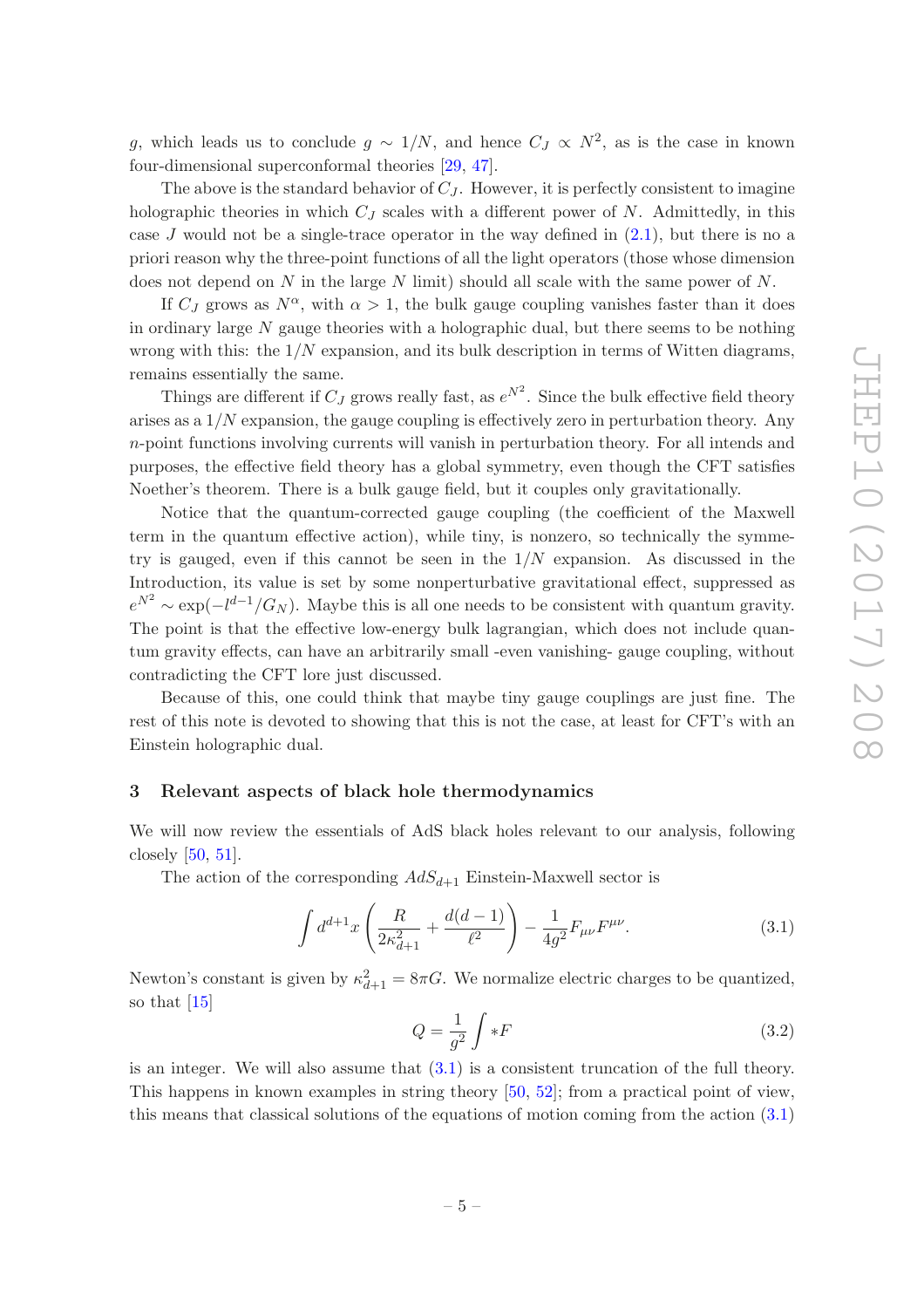$g$, which leads us to conclude $g \sim 1/N$, and hence $C_J \propto N^2$, as is the case in known four-dimensional superconformal theories [29, 47].

The above is the standard behavior of $C_J$. However, it is perfectly consistent to imagine holographic theories in which $C_J$ scales with a different power of $N$. Admittedly, in this case $J$ would not be a single-trace operator in the way defined in (2.1), but there is no a priori reason why the three-point functions of all the light operators (those whose dimension does not depend on $N$ in the large $N$ limit) should all scale with the same power of $N$.

If $C_J$ grows as $N^\alpha$, with $\alpha > 1$, the bulk gauge coupling vanishes faster than it does in ordinary large $N$ gauge theories with a holographic dual, but there seems to be nothing wrong with this: the $1/N$ expansion, and its bulk description in terms of Witten diagrams, remains essentially the same.

Things are different if $C_J$ grows really fast, as $e^{N^2}$. Since the bulk effective field theory arises as a $1/N$ expansion, the gauge coupling is effectively zero in perturbation theory. Any $n$-point functions involving currents will vanish in perturbation theory. For all intends and purposes, the effective field theory has a global symmetry, even though the CFT satisfies Noether's theorem. There is a bulk gauge field, but it couples only gravitationally.

Notice that the quantum-corrected gauge coupling (the coefficient of the Maxwell term in the quantum effective action), while tiny, is nonzero, so technically the symmetry is gauged, even if this cannot be seen in the $1/N$ expansion. As discussed in the Introduction, its value is set by some nonperturbative gravitational effect, suppressed as $e^{N^2} \sim \exp(-l^{d-1}/G_N)$. Maybe this is all one needs to be consistent with quantum gravity. The point is that the effective low-energy bulk lagrangian, which does not include quantum gravity effects, can have an arbitrarily small -even vanishing- gauge coupling, without contradicting the CFT lore just discussed.

Because of this, one could think that maybe tiny gauge couplings are just fine. The rest of this note is devoted to showing that this is not the case, at least for CFT's with an Einstein holographic dual.

## 3 Relevant aspects of black hole thermodynamics

We will now review the essentials of AdS black holes relevant to our analysis, following closely [50, 51].

The action of the corresponding $AdS_{d+1}$ Einstein-Maxwell sector is

$$\int d^{d+1}x \left( \frac{R}{2\kappa_{d+1}^2} + \frac{d(d-1)}{\ell^2} \right) - \frac{1}{4g^2} F_{\mu\nu}F^{\mu\nu}. \tag{3.1}$$

Newton's constant is given by $\kappa_{d+1}^2 = 8\pi G$. We normalize electric charges to be quantized, so that [15]

$$Q = \frac{1}{g^2} \int *F \tag{3.2}$$

is an integer. We will also assume that (3.1) is a consistent truncation of the full theory. This happens in known examples in string theory [50, 52]; from a practical point of view, this means that classical solutions of the equations of motion coming from the action (3.1)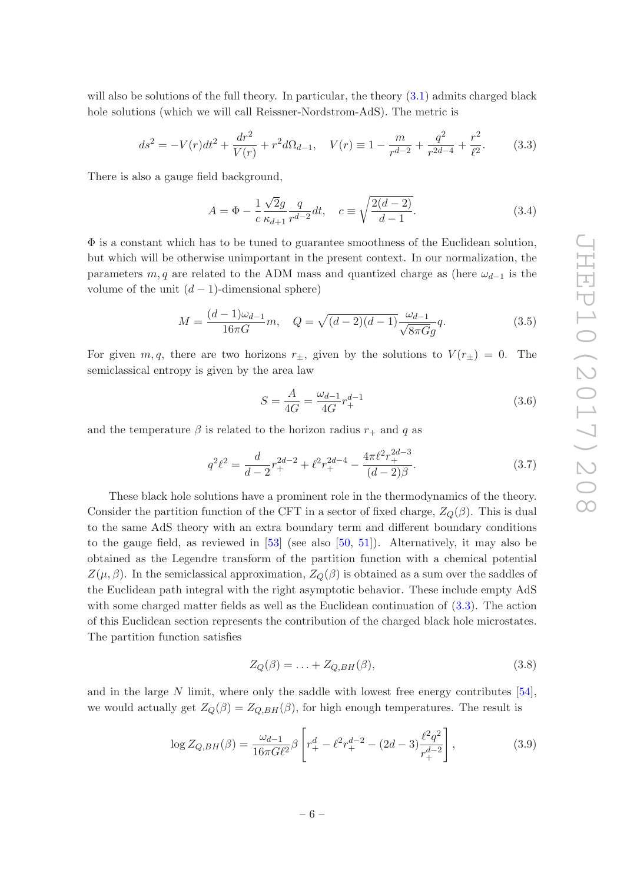will also be solutions of the full theory. In particular, the theory (3.1) admits charged black hole solutions (which we will call Reissner-Nordstrom-AdS). The metric is

$$ds^2 = -V(r)dt^2 + \frac{dr^2}{V(r)} + r^2 d\Omega_{d-1}, \quad V(r) \equiv 1 - \frac{m}{r^{d-2}} + \frac{q^2}{r^{2d-4}} + \frac{r^2}{\ell^2}. \tag{3.3}$$

There is also a gauge field background,

$$A = \Phi - \frac{1}{c}\frac{\sqrt{2}g}{\kappa_{d+1}}\frac{q}{r^{d-2}}dt, \quad c \equiv \sqrt{\frac{2(d-2)}{d-1}}. \tag{3.4}$$

$\Phi$ is a constant which has to be tuned to guarantee smoothness of the Euclidean solution, but which will be otherwise unimportant in the present context. In our normalization, the parameters $m, q$ are related to the ADM mass and quantized charge as (here $\omega_{d-1}$ is the volume of the unit $(d-1)$-dimensional sphere)

$$M = \frac{(d-1)\omega_{d-1}}{16\pi G}m, \quad Q = \sqrt{(d-2)(d-1)}\frac{\omega_{d-1}}{\sqrt{8\pi G}g}q. \tag{3.5}$$

For given $m, q$, there are two horizons $r_\pm$, given by the solutions to $V(r_\pm) = 0$. The semiclassical entropy is given by the area law

$$S = \frac{A}{4G} = \frac{\omega_{d-1}}{4G}r_+^{d-1} \tag{3.6}$$

and the temperature $\beta$ is related to the horizon radius $r_+$ and $q$ as

$$q^2\ell^2 = \frac{d}{d-2}r_+^{2d-2} + \ell^2 r_+^{2d-4} - \frac{4\pi\ell^2 r_+^{2d-3}}{(d-2)\beta}. \tag{3.7}$$

These black hole solutions have a prominent role in the thermodynamics of the theory. Consider the partition function of the CFT in a sector of fixed charge, $Z_Q(\beta)$. This is dual to the same AdS theory with an extra boundary term and different boundary conditions to the gauge field, as reviewed in [53] (see also [50, 51]). Alternatively, it may also be obtained as the Legendre transform of the partition function with a chemical potential $Z(\mu, \beta)$. In the semiclassical approximation, $Z_Q(\beta)$ is obtained as a sum over the saddles of the Euclidean path integral with the right asymptotic behavior. These include empty AdS with some charged matter fields as well as the Euclidean continuation of (3.3). The action of this Euclidean section represents the contribution of the charged black hole microstates. The partition function satisfies

$$Z_Q(\beta) = \ldots + Z_{Q,BH}(\beta), \tag{3.8}$$

and in the large $N$ limit, where only the saddle with lowest free energy contributes [54], we would actually get $Z_Q(\beta) = Z_{Q,BH}(\beta)$, for high enough temperatures. The result is

$$\log Z_{Q,BH}(\beta) = \frac{\omega_{d-1}}{16\pi G\ell^2}\beta\left[r_+^d - \ell^2 r_+^{d-2} - (2d-3)\frac{\ell^2 q^2}{r_+^{d-2}}\right], \tag{3.9}$$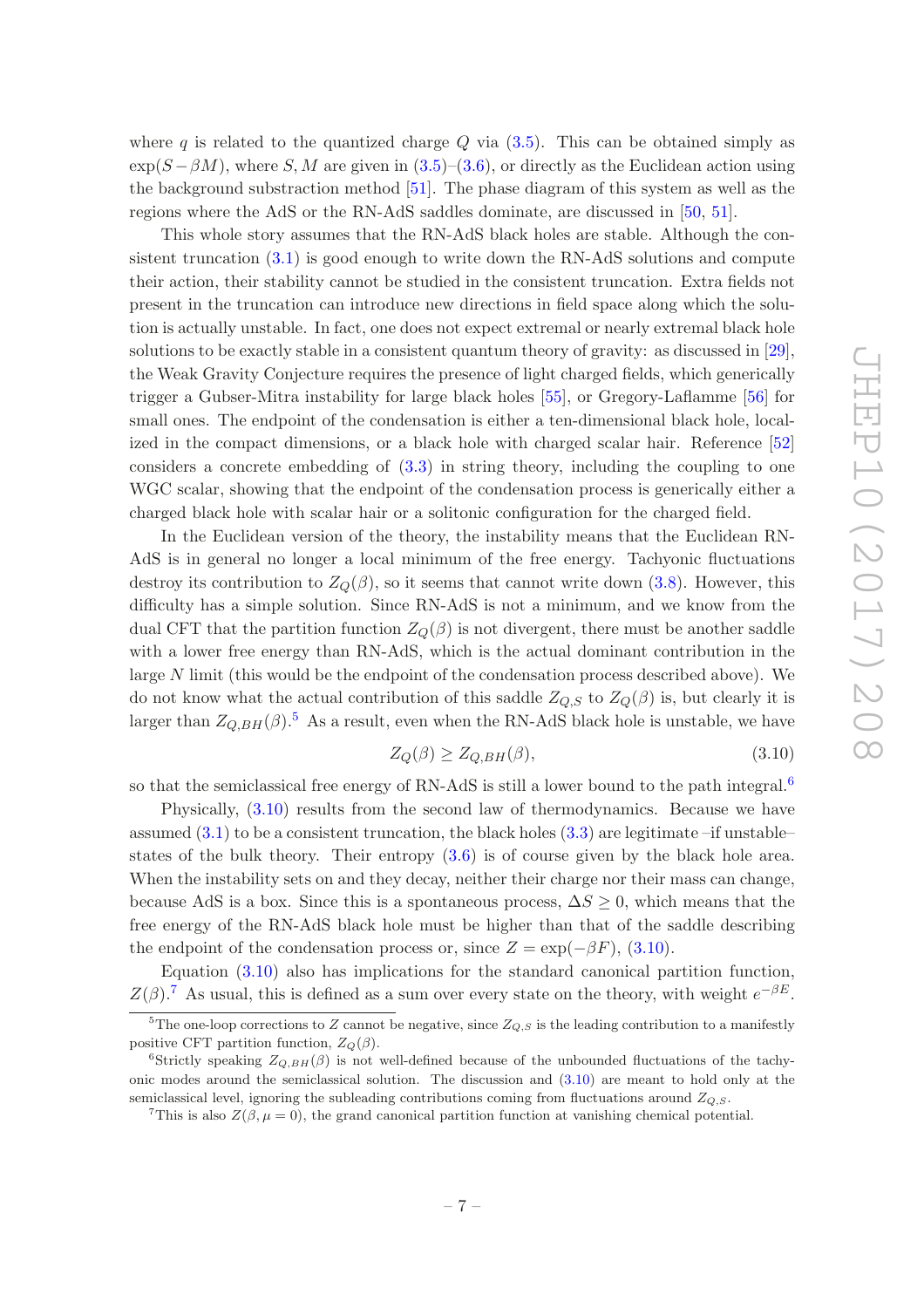where $q$ is related to the quantized charge $Q$ via (3.5). This can be obtained simply as $\exp(S - \beta M)$, where $S, M$ are given in (3.5)–(3.6), or directly as the Euclidean action using the background substraction method [51]. The phase diagram of this system as well as the regions where the AdS or the RN-AdS saddles dominate, are discussed in [50, 51].

This whole story assumes that the RN-AdS black holes are stable. Although the consistent truncation (3.1) is good enough to write down the RN-AdS solutions and compute their action, their stability cannot be studied in the consistent truncation. Extra fields not present in the truncation can introduce new directions in field space along which the solution is actually unstable. In fact, one does not expect extremal or nearly extremal black hole solutions to be exactly stable in a consistent quantum theory of gravity: as discussed in [29], the Weak Gravity Conjecture requires the presence of light charged fields, which generically trigger a Gubser-Mitra instability for large black holes [55], or Gregory-Laflamme [56] for small ones. The endpoint of the condensation is either a ten-dimensional black hole, localized in the compact dimensions, or a black hole with charged scalar hair. Reference [52] considers a concrete embedding of (3.3) in string theory, including the coupling to one WGC scalar, showing that the endpoint of the condensation process is generically either a charged black hole with scalar hair or a solitonic configuration for the charged field.

In the Euclidean version of the theory, the instability means that the Euclidean RN-AdS is in general no longer a local minimum of the free energy. Tachyonic fluctuations destroy its contribution to $Z_Q(\beta)$, so it seems that cannot write down (3.8). However, this difficulty has a simple solution. Since RN-AdS is not a minimum, and we know from the dual CFT that the partition function $Z_Q(\beta)$ is not divergent, there must be another saddle with a lower free energy than RN-AdS, which is the actual dominant contribution in the large $N$ limit (this would be the endpoint of the condensation process described above). We do not know what the actual contribution of this saddle $Z_{Q,S}$ to $Z_Q(\beta)$ is, but clearly it is larger than $Z_{Q,BH}(\beta)$.[5] As a result, even when the RN-AdS black hole is unstable, we have

$$Z_Q(\beta) \geq Z_{Q,BH}(\beta), \tag{3.10}$$

so that the semiclassical free energy of RN-AdS is still a lower bound to the path integral.[6]

Physically, (3.10) results from the second law of thermodynamics. Because we have assumed (3.1) to be a consistent truncation, the black holes (3.3) are legitimate –if unstable– states of the bulk theory. Their entropy (3.6) is of course given by the black hole area. When the instability sets on and they decay, neither their charge nor their mass can change, because AdS is a box. Since this is a spontaneous process, $\Delta S \geq 0$, which means that the free energy of the RN-AdS black hole must be higher than that of the saddle describing the endpoint of the condensation process or, since $Z = \exp(-\beta F)$, (3.10).

Equation (3.10) also has implications for the standard canonical partition function, $Z(\beta)$.[7] As usual, this is defined as a sum over every state on the theory, with weight $e^{-\beta E}$.

---

[5] The one-loop corrections to $Z$ cannot be negative, since $Z_{Q,S}$ is the leading contribution to a manifestly positive CFT partition function, $Z_Q(\beta)$.

[6] Strictly speaking $Z_{Q,BH}(\beta)$ is not well-defined because of the unbounded fluctuations of the tachyonic modes around the semiclassical solution. The discussion and (3.10) are meant to hold only at the semiclassical level, ignoring the subleading contributions coming from fluctuations around $Z_{Q,S}$.

[7] This is also $Z(\beta, \mu = 0)$, the grand canonical partition function at vanishing chemical potential.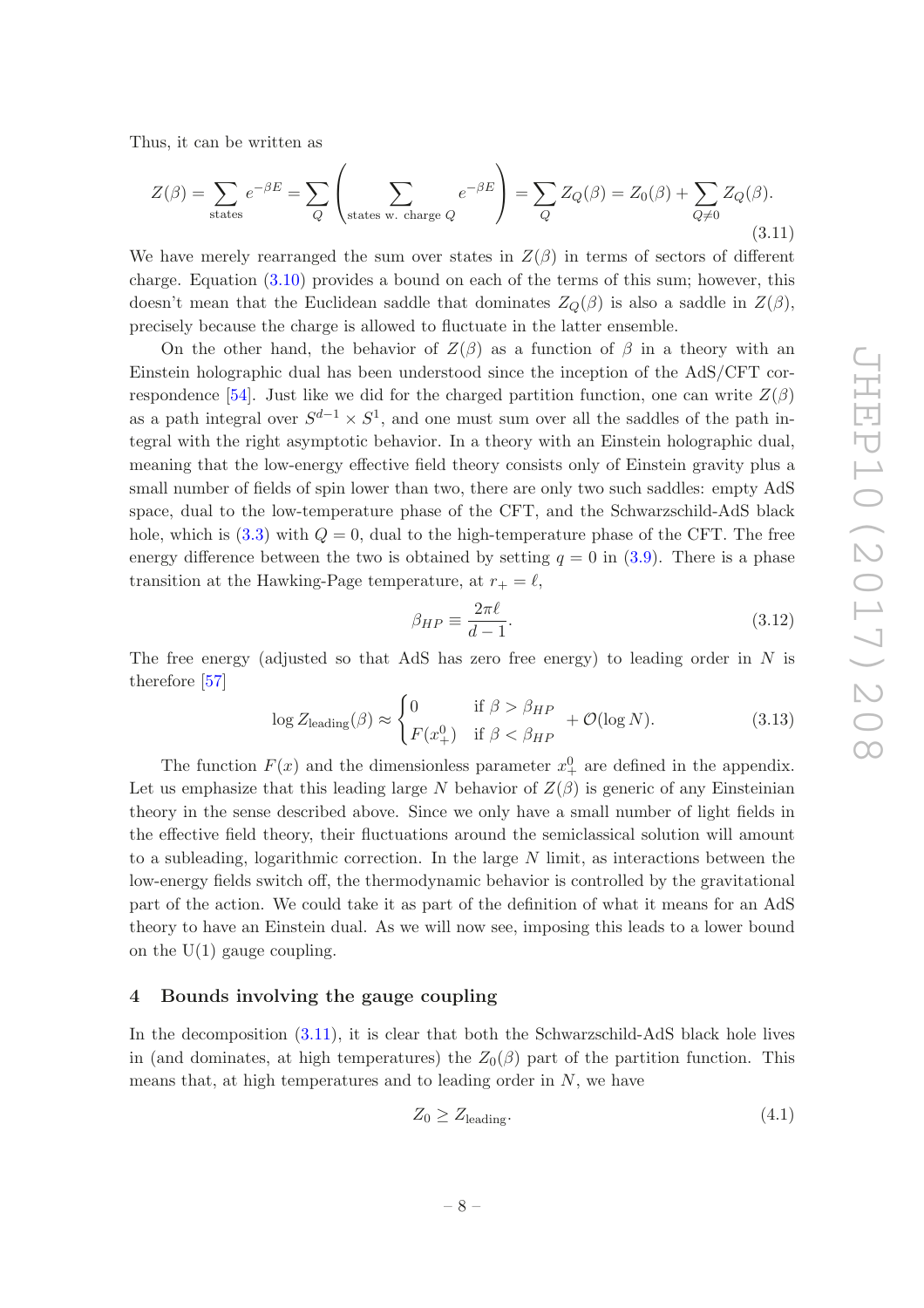Thus, it can be written as

$$Z(\beta) = \sum_{\text{states}} e^{-\beta E} = \sum_Q \left( \sum_{\text{states w. charge } Q} e^{-\beta E} \right) = \sum_Q Z_Q(\beta) = Z_0(\beta) + \sum_{Q \neq 0} Z_Q(\beta). \tag{3.11}$$

We have merely rearranged the sum over states in $Z(\beta)$ in terms of sectors of different charge. Equation (3.10) provides a bound on each of the terms of this sum; however, this doesn't mean that the Euclidean saddle that dominates $Z_Q(\beta)$ is also a saddle in $Z(\beta)$, precisely because the charge is allowed to fluctuate in the latter ensemble.

On the other hand, the behavior of $Z(\beta)$ as a function of $\beta$ in a theory with an Einstein holographic dual has been understood since the inception of the AdS/CFT correspondence [54]. Just like we did for the charged partition function, one can write $Z(\beta)$ as a path integral over $S^{d-1} \times S^1$, and one must sum over all the saddles of the path integral with the right asymptotic behavior. In a theory with an Einstein holographic dual, meaning that the low-energy effective field theory consists only of Einstein gravity plus a small number of fields of spin lower than two, there are only two such saddles: empty AdS space, dual to the low-temperature phase of the CFT, and the Schwarzschild-AdS black hole, which is (3.3) with $Q = 0$, dual to the high-temperature phase of the CFT. The free energy difference between the two is obtained by setting $q = 0$ in (3.9). There is a phase transition at the Hawking-Page temperature, at $r_+ = \ell$,

$$\beta_{HP} \equiv \frac{2\pi\ell}{d-1}. \tag{3.12}$$

The free energy (adjusted so that AdS has zero free energy) to leading order in $N$ is therefore [57]

$$\log Z_{\text{leading}}(\beta) \approx \begin{cases} 0 & \text{if } \beta > \beta_{HP} \\ F(x_+^0) & \text{if } \beta < \beta_{HP} \end{cases} + \mathcal{O}(\log N). \tag{3.13}$$

The function $F(x)$ and the dimensionless parameter $x_+^0$ are defined in the appendix. Let us emphasize that this leading large $N$ behavior of $Z(\beta)$ is generic of any Einsteinian theory in the sense described above. Since we only have a small number of light fields in the effective field theory, their fluctuations around the semiclassical solution will amount to a subleading, logarithmic correction. In the large $N$ limit, as interactions between the low-energy fields switch off, the thermodynamic behavior is controlled by the gravitational part of the action. We could take it as part of the definition of what it means for an AdS theory to have an Einstein dual. As we will now see, imposing this leads to a lower bound on the U(1) gauge coupling.

## 4 Bounds involving the gauge coupling

In the decomposition (3.11), it is clear that both the Schwarzschild-AdS black hole lives in (and dominates, at high temperatures) the $Z_0(\beta)$ part of the partition function. This means that, at high temperatures and to leading order in $N$, we have

$$Z_0 \geq Z_{\text{leading}}. \tag{4.1}$$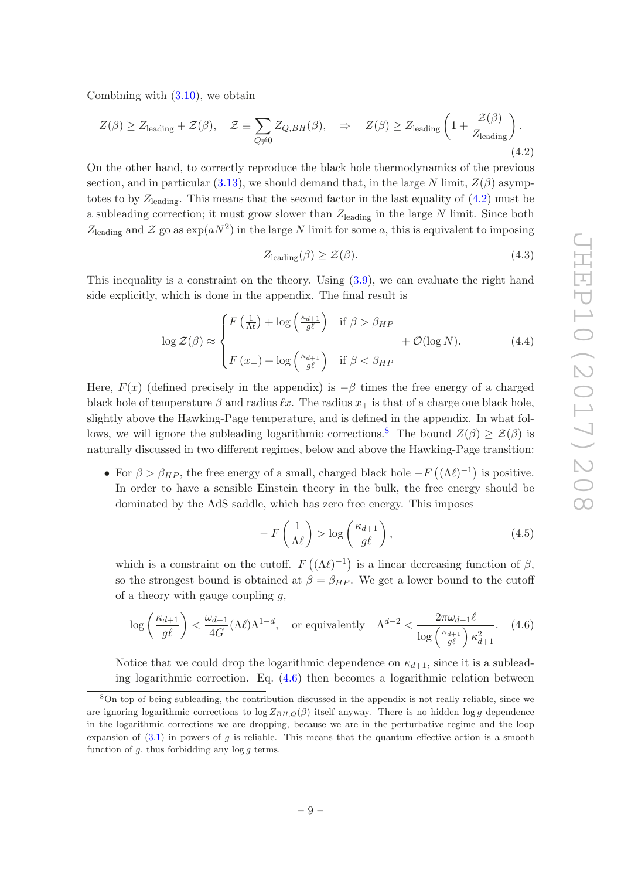Combining with (3.10), we obtain

$$Z(\beta) \geq Z_{\text{leading}} + \mathcal{Z}(\beta), \quad \mathcal{Z} \equiv \sum_{Q\neq 0} Z_{Q,BH}(\beta), \quad \Rightarrow \quad Z(\beta) \geq Z_{\text{leading}} \left(1 + \frac{\mathcal{Z}(\beta)}{Z_{\text{leading}}}\right). \tag{4.2}$$

On the other hand, to correctly reproduce the black hole thermodynamics of the previous section, and in particular (3.13), we should demand that, in the large $N$ limit, $Z(\beta)$ asymptotes to by $Z_{\text{leading}}$. This means that the second factor in the last equality of (4.2) must be a subleading correction; it must grow slower than $Z_{\text{leading}}$ in the large $N$ limit. Since both $Z_{\text{leading}}$ and $\mathcal{Z}$ go as $\exp(aN^2)$ in the large $N$ limit for some $a$, this is equivalent to imposing

$$Z_{\text{leading}}(\beta) \geq \mathcal{Z}(\beta). \tag{4.3}$$

This inequality is a constraint on the theory. Using (3.9), we can evaluate the right hand side explicitly, which is done in the appendix. The final result is

$$\log \mathcal{Z}(\beta) \approx \begin{cases} F\left(\frac{1}{\Lambda\ell}\right) + \log\left(\frac{\kappa_{d+1}}{g\ell}\right) & \text{if } \beta > \beta_{HP} \\ \\ F\left(x_+\right) + \log\left(\frac{\kappa_{d+1}}{g\ell}\right) & \text{if } \beta < \beta_{HP} \end{cases} + \mathcal{O}(\log N). \tag{4.4}$$

Here, $F(x)$ (defined precisely in the appendix) is $-\beta$ times the free energy of a charged black hole of temperature $\beta$ and radius $\ell x$. The radius $x_+$ is that of a charge one black hole, slightly above the Hawking-Page temperature, and is defined in the appendix. In what follows, we will ignore the subleading logarithmic corrections.[8] The bound $Z(\beta) \geq \mathcal{Z}(\beta)$ is naturally discussed in two different regimes, below and above the Hawking-Page transition:

- For $\beta > \beta_{HP}$, the free energy of a small, charged black hole $-F\left((\Lambda\ell)^{-1}\right)$ is positive. In order to have a sensible Einstein theory in the bulk, the free energy should be dominated by the AdS saddle, which has zero free energy. This imposes

$$-F\left(\frac{1}{\Lambda\ell}\right) > \log\left(\frac{\kappa_{d+1}}{g\ell}\right), \tag{4.5}$$

which is a constraint on the cutoff. $F\left((\Lambda\ell)^{-1}\right)$ is a linear decreasing function of $\beta$, so the strongest bound is obtained at $\beta = \beta_{HP}$. We get a lower bound to the cutoff of a theory with gauge coupling $g$,

$$\log\left(\frac{\kappa_{d+1}}{g\ell}\right) < \frac{\omega_{d-1}}{4G}(\Lambda\ell)\Lambda^{1-d}, \quad \text{or equivalently} \quad \Lambda^{d-2} < \frac{2\pi\omega_{d-1}\ell}{\log\left(\frac{\kappa_{d+1}}{g\ell}\right)\kappa_{d+1}^2}. \tag{4.6}$$

Notice that we could drop the logarithmic dependence on $\kappa_{d+1}$, since it is a subleading logarithmic correction. Eq. (4.6) then becomes a logarithmic relation between

[8] On top of being subleading, the contribution discussed in the appendix is not really reliable, since we are ignoring logarithmic corrections to $\log Z_{BH,Q}(\beta)$ itself anyway. There is no hidden $\log g$ dependence in the logarithmic corrections we are dropping, because we are in the perturbative regime and the loop expansion of (3.1) in powers of $g$ is reliable. This means that the quantum effective action is a smooth function of $g$, thus forbidding any $\log g$ terms.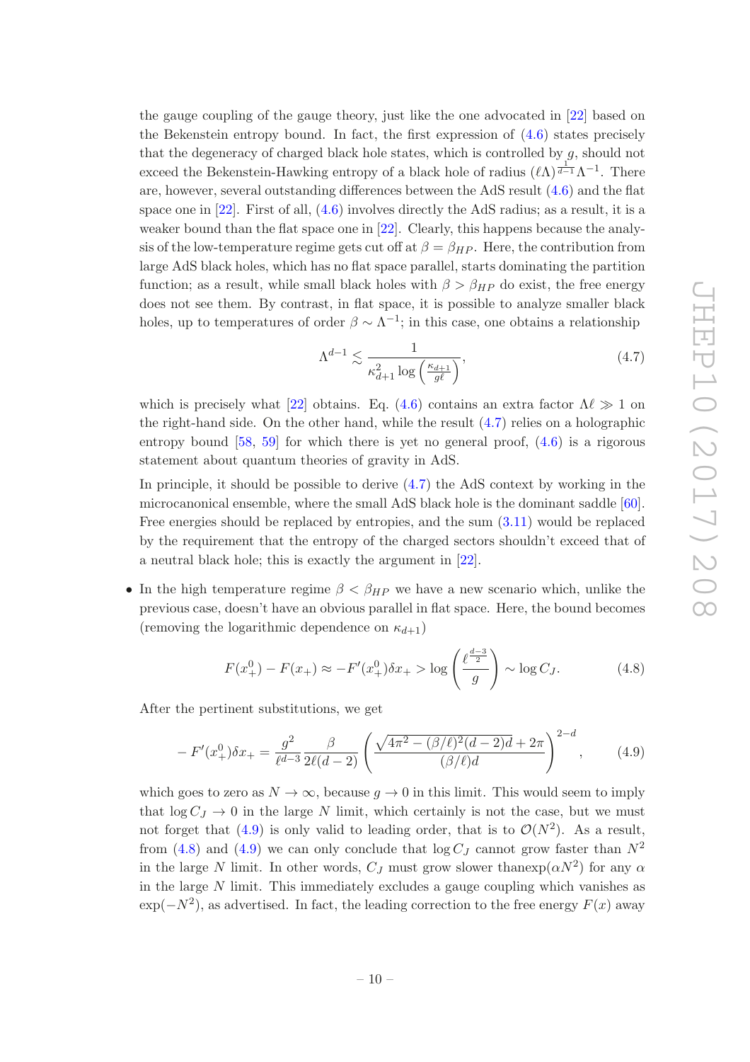the gauge coupling of the gauge theory, just like the one advocated in [22] based on the Bekenstein entropy bound. In fact, the first expression of (4.6) states precisely that the degeneracy of charged black hole states, which is controlled by $g$, should not exceed the Bekenstein-Hawking entropy of a black hole of radius $(\ell\Lambda)^{\frac{1}{d-1}}\Lambda^{-1}$. There are, however, several outstanding differences between the AdS result (4.6) and the flat space one in [22]. First of all, (4.6) involves directly the AdS radius; as a result, it is a weaker bound than the flat space one in [22]. Clearly, this happens because the analysis of the low-temperature regime gets cut off at $\beta = \beta_{HP}$. Here, the contribution from large AdS black holes, which has no flat space parallel, starts dominating the partition function; as a result, while small black holes with $\beta > \beta_{HP}$ do exist, the free energy does not see them. By contrast, in flat space, it is possible to analyze smaller black holes, up to temperatures of order $\beta \sim \Lambda^{-1}$; in this case, one obtains a relationship

$$\Lambda^{d-1} \lesssim \frac{1}{\kappa_{d+1}^2 \log\left(\frac{\kappa_{d+1}}{g\ell}\right)}, \tag{4.7}$$

which is precisely what [22] obtains. Eq. (4.6) contains an extra factor $\Lambda\ell \gg 1$ on the right-hand side. On the other hand, while the result (4.7) relies on a holographic entropy bound [58, 59] for which there is yet no general proof, (4.6) is a rigorous statement about quantum theories of gravity in AdS.

In principle, it should be possible to derive (4.7) the AdS context by working in the microcanonical ensemble, where the small AdS black hole is the dominant saddle [60]. Free energies should be replaced by entropies, and the sum (3.11) would be replaced by the requirement that the entropy of the charged sectors shouldn't exceed that of a neutral black hole; this is exactly the argument in [22].

- In the high temperature regime $\beta < \beta_{HP}$ we have a new scenario which, unlike the previous case, doesn't have an obvious parallel in flat space. Here, the bound becomes (removing the logarithmic dependence on $\kappa_{d+1}$)

$$F(x_+^0) - F(x_+) \approx -F'(x_+^0)\delta x_+ > \log\left(\frac{\ell^{\frac{d-3}{2}}}{g}\right) \sim \log C_J. \tag{4.8}$$

After the pertinent substitutions, we get

$$-F'(x_+^0)\delta x_+ = \frac{g^2}{\ell^{d-3}} \frac{\beta}{2\ell(d-2)} \left(\frac{\sqrt{4\pi^2 - (\beta/\ell)^2(d-2)d} + 2\pi}{(\beta/\ell)d}\right)^{2-d}, \tag{4.9}$$

which goes to zero as $N \to \infty$, because $g \to 0$ in this limit. This would seem to imply that $\log C_J \to 0$ in the large $N$ limit, which certainly is not the case, but we must not forget that (4.9) is only valid to leading order, that is to $\mathcal{O}(N^2)$. As a result, from (4.8) and (4.9) we can only conclude that $\log C_J$ cannot grow faster than $N^2$ in the large $N$ limit. In other words, $C_J$ must grow slower thanexp$(\alpha N^2)$ for any $\alpha$ in the large $N$ limit. This immediately excludes a gauge coupling which vanishes as $\exp(-N^2)$, as advertised. In fact, the leading correction to the free energy $F(x)$ away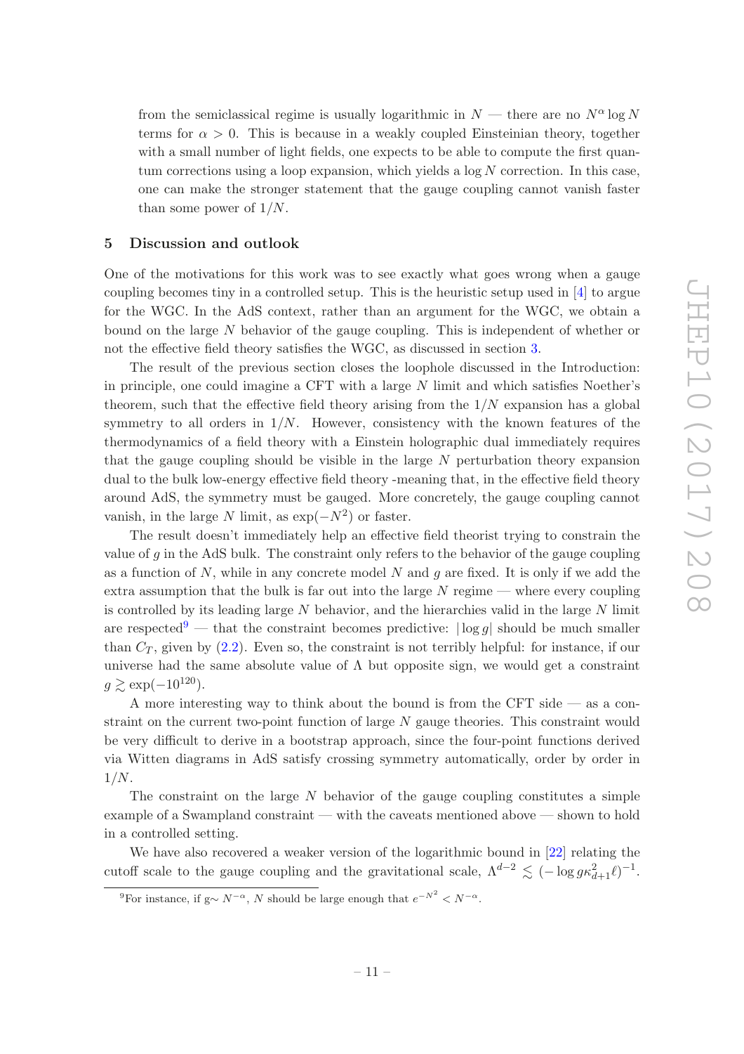from the semiclassical regime is usually logarithmic in $N$ — there are no $N^\alpha \log N$ terms for $\alpha > 0$. This is because in a weakly coupled Einsteinian theory, together with a small number of light fields, one expects to be able to compute the first quantum corrections using a loop expansion, which yields a $\log N$ correction. In this case, one can make the stronger statement that the gauge coupling cannot vanish faster than some power of $1/N$.

## 5 Discussion and outlook

One of the motivations for this work was to see exactly what goes wrong when a gauge coupling becomes tiny in a controlled setup. This is the heuristic setup used in [4] to argue for the WGC. In the AdS context, rather than an argument for the WGC, we obtain a bound on the large $N$ behavior of the gauge coupling. This is independent of whether or not the effective field theory satisfies the WGC, as discussed in section 3.

The result of the previous section closes the loophole discussed in the Introduction: in principle, one could imagine a CFT with a large $N$ limit and which satisfies Noether's theorem, such that the effective field theory arising from the $1/N$ expansion has a global symmetry to all orders in $1/N$. However, consistency with the known features of the thermodynamics of a field theory with a Einstein holographic dual immediately requires that the gauge coupling should be visible in the large $N$ perturbation theory expansion dual to the bulk low-energy effective field theory -meaning that, in the effective field theory around AdS, the symmetry must be gauged. More concretely, the gauge coupling cannot vanish, in the large $N$ limit, as $\exp(-N^2)$ or faster.

The result doesn't immediately help an effective field theorist trying to constrain the value of $g$ in the AdS bulk. The constraint only refers to the behavior of the gauge coupling as a function of $N$, while in any concrete model $N$ and $g$ are fixed. It is only if we add the extra assumption that the bulk is far out into the large $N$ regime — where every coupling is controlled by its leading large $N$ behavior, and the hierarchies valid in the large $N$ limit are respected[9] — that the constraint becomes predictive: $|\log g|$ should be much smaller than $C_T$, given by (2.2). Even so, the constraint is not terribly helpful: for instance, if our universe had the same absolute value of $\Lambda$ but opposite sign, we would get a constraint $g \gtrsim \exp(-10^{120})$.

A more interesting way to think about the bound is from the CFT side — as a constraint on the current two-point function of large $N$ gauge theories. This constraint would be very difficult to derive in a bootstrap approach, since the four-point functions derived via Witten diagrams in AdS satisfy crossing symmetry automatically, order by order in $1/N$.

The constraint on the large $N$ behavior of the gauge coupling constitutes a simple example of a Swampland constraint — with the caveats mentioned above — shown to hold in a controlled setting.

We have also recovered a weaker version of the logarithmic bound in [22] relating the cutoff scale to the gauge coupling and the gravitational scale, $\Lambda^{d-2} \lesssim (-\log g\kappa_{d+1}^2 \ell)^{-1}$.

[9] For instance, if $g \sim N^{-\alpha}$, $N$ should be large enough that $e^{-N^2} < N^{-\alpha}$.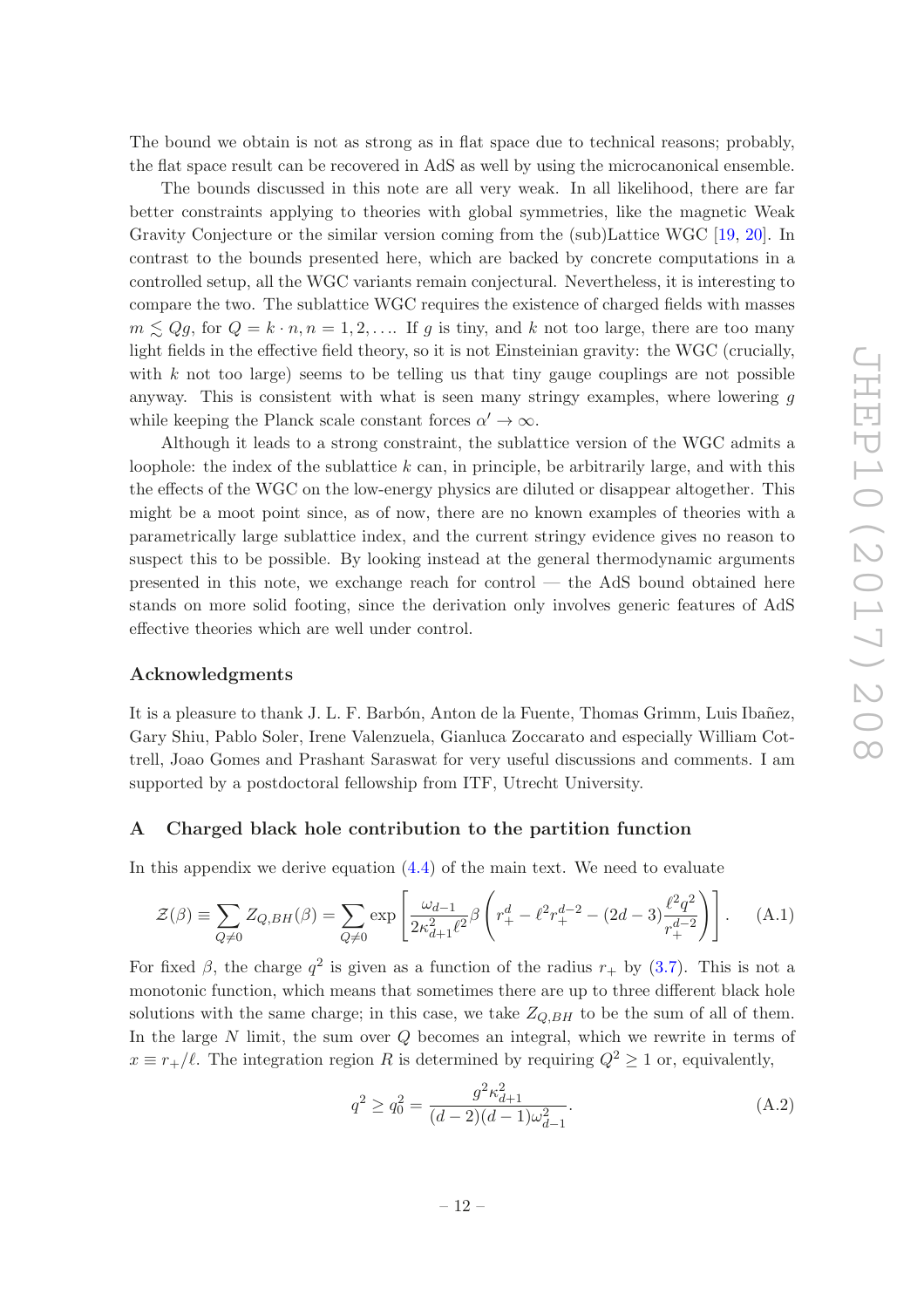The bound we obtain is not as strong as in flat space due to technical reasons; probably, the flat space result can be recovered in AdS as well by using the microcanonical ensemble.

The bounds discussed in this note are all very weak. In all likelihood, there are far better constraints applying to theories with global symmetries, like the magnetic Weak Gravity Conjecture or the similar version coming from the (sub)Lattice WGC [19, 20]. In contrast to the bounds presented here, which are backed by concrete computations in a controlled setup, all the WGC variants remain conjectural. Nevertheless, it is interesting to compare the two. The sublattice WGC requires the existence of charged fields with masses $m \lesssim Qg$, for $Q = k \cdot n, n = 1, 2, \ldots$. If $g$ is tiny, and $k$ not too large, there are too many light fields in the effective field theory, so it is not Einsteinian gravity: the WGC (crucially, with $k$ not too large) seems to be telling us that tiny gauge couplings are not possible anyway. This is consistent with what is seen many stringy examples, where lowering $g$ while keeping the Planck scale constant forces $\alpha' \to \infty$.

Although it leads to a strong constraint, the sublattice version of the WGC admits a loophole: the index of the sublattice $k$ can, in principle, be arbitrarily large, and with this the effects of the WGC on the low-energy physics are diluted or disappear altogether. This might be a moot point since, as of now, there are no known examples of theories with a parametrically large sublattice index, and the current stringy evidence gives no reason to suspect this to be possible. By looking instead at the general thermodynamic arguments presented in this note, we exchange reach for control — the AdS bound obtained here stands on more solid footing, since the derivation only involves generic features of AdS effective theories which are well under control.

### Acknowledgments

It is a pleasure to thank J. L. F. Barbón, Anton de la Fuente, Thomas Grimm, Luis Ibañez, Gary Shiu, Pablo Soler, Irene Valenzuela, Gianluca Zoccarato and especially William Cottrell, Joao Gomes and Prashant Saraswat for very useful discussions and comments. I am supported by a postdoctoral fellowship from ITF, Utrecht University.

## A Charged black hole contribution to the partition function

In this appendix we derive equation (4.4) of the main text. We need to evaluate

$$\mathcal{Z}(\beta) \equiv \sum_{Q\neq 0} Z_{Q,BH}(\beta) = \sum_{Q\neq 0} \exp\left[\frac{\omega_{d-1}}{2\kappa_{d+1}^2 \ell^2}\beta\left(r_+^d - \ell^2 r_+^{d-2} - (2d-3)\frac{\ell^2 q^2}{r_+^{d-2}}\right)\right]. \tag{A.1}$$

For fixed $\beta$, the charge $q^2$ is given as a function of the radius $r_+$ by (3.7). This is not a monotonic function, which means that sometimes there are up to three different black hole solutions with the same charge; in this case, we take $Z_{Q,BH}$ to be the sum of all of them. In the large $N$ limit, the sum over $Q$ becomes an integral, which we rewrite in terms of $x \equiv r_+/\ell$. The integration region $R$ is determined by requiring $Q^2 \geq 1$ or, equivalently,

$$q^2 \geq q_0^2 = \frac{g^2 \kappa_{d+1}^2}{(d-2)(d-1)\omega_{d-1}^2}. \tag{A.2}$$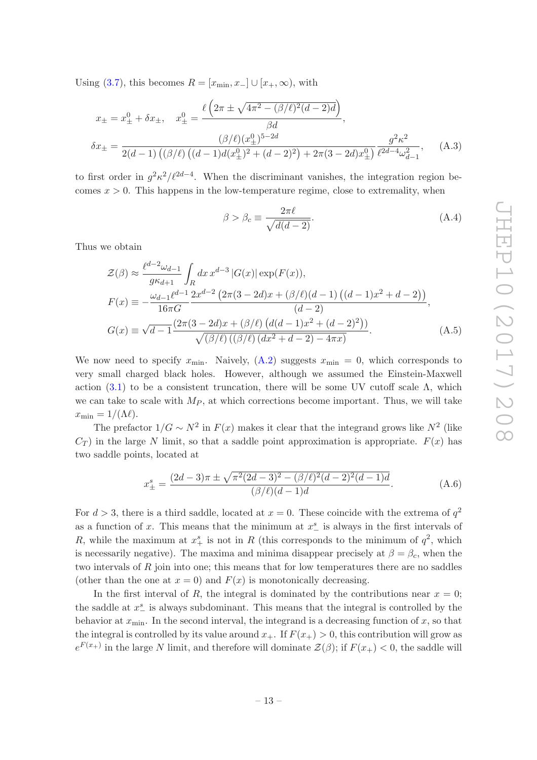Using (3.7), this becomes $R = [x_{\min}, x_-] \cup [x_+, \infty)$, with

$$
\begin{aligned}
x_\pm &= x_\pm^0 + \delta x_\pm, \quad x_\pm^0 = \frac{\ell\left(2\pi \pm \sqrt{4\pi^2 - (\beta/\ell)^2(d-2)d}\right)}{\beta d}, \\
\delta x_\pm &= \frac{(\beta/\ell)(x_\pm^0)^{5-2d}}{2(d-1)\left((\beta/\ell)\left((d-1)d(x_\pm^0)^2 + (d-2)^2\right) + 2\pi(3-2d)x_\pm^0\right)} \frac{g^2\kappa^2}{\ell^{2d-4}\omega_{d-1}^2},
\end{aligned}
\tag{A.3}
$$

to first order in $g^2\kappa^2/\ell^{2d-4}$. When the discriminant vanishes, the integration region becomes $x > 0$. This happens in the low-temperature regime, close to extremality, when

$$
\beta > \beta_c \equiv \frac{2\pi\ell}{\sqrt{d(d-2)}}. \tag{A.4}
$$

Thus we obtain

$$
\begin{aligned}
\mathcal{Z}(\beta) &\approx \frac{\ell^{d-2}\omega_{d-1}}{g\kappa_{d+1}} \int_R dx\, x^{d-3}\, |G(x)| \exp(F(x)), \\
F(x) &\equiv -\frac{\omega_{d-1}\ell^{d-1}}{16\pi G} \frac{2x^{d-2}\left(2\pi(3-2d)x + (\beta/\ell)(d-1)\left((d-1)x^2 + d - 2\right)\right)}{(d-2)}, \\
G(x) &\equiv \sqrt{d-1}\frac{(2\pi(3-2d)x + (\beta/\ell)\left(d(d-1)x^2 + (d-2)^2\right))}{\sqrt{(\beta/\ell)\left((\beta/\ell)\left(dx^2 + d - 2\right) - 4\pi x\right)}}.
\end{aligned}
\tag{A.5}
$$

We now need to specify $x_{\min}$. Naively, (A.2) suggests $x_{\min} = 0$, which corresponds to very small charged black holes. However, although we assumed the Einstein-Maxwell action (3.1) to be a consistent truncation, there will be some UV cutoff scale $\Lambda$, which we can take to scale with $M_P$, at which corrections become important. Thus, we will take $x_{\min} = 1/(\Lambda\ell)$.

The prefactor $1/G \sim N^2$ in $F(x)$ makes it clear that the integrand grows like $N^2$ (like $C_T$) in the large $N$ limit, so that a saddle point approximation is appropriate. $F(x)$ has two saddle points, located at

$$
x_\pm^s = \frac{(2d-3)\pi \pm \sqrt{\pi^2(2d-3)^2 - (\beta/\ell)^2(d-2)^2(d-1)d}}{(\beta/\ell)(d-1)d}. \tag{A.6}
$$

For $d > 3$, there is a third saddle, located at $x = 0$. These coincide with the extrema of $q^2$ as a function of $x$. This means that the minimum at $x_-^s$ is always in the first intervals of $R$, while the maximum at $x_+^s$ is not in $R$ (this corresponds to the minimum of $q^2$, which is necessarily negative). The maxima and minima disappear precisely at $\beta = \beta_c$, when the two intervals of $R$ join into one; this means that for low temperatures there are no saddles (other than the one at $x = 0$) and $F(x)$ is monotonically decreasing.

In the first interval of $R$, the integral is dominated by the contributions near $x = 0$; the saddle at $x_-^s$ is always subdominant. This means that the integral is controlled by the behavior at $x_{\min}$. In the second interval, the integrand is a decreasing function of $x$, so that the integral is controlled by its value around $x_+$. If $F(x_+) > 0$, this contribution will grow as $e^{F(x_+)}$ in the large $N$ limit, and therefore will dominate $\mathcal{Z}(\beta)$; if $F(x_+) < 0$, the saddle will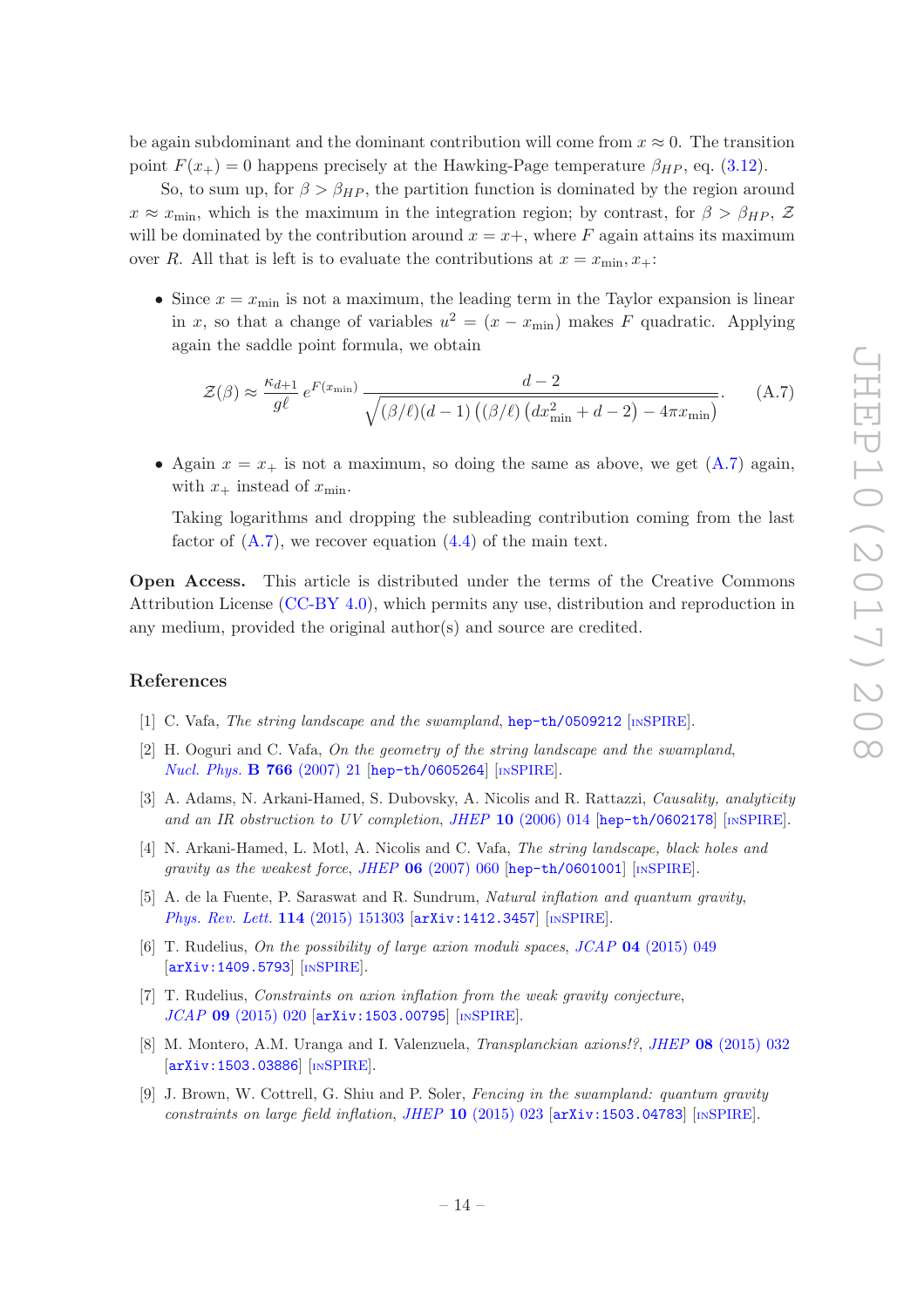be again subdominant and the dominant contribution will come from $x \approx 0$. The transition point $F(x_+) = 0$ happens precisely at the Hawking-Page temperature $\beta_{HP}$, eq. (3.12).

So, to sum up, for $\beta > \beta_{HP}$, the partition function is dominated by the region around $x \approx x_{\rm min}$, which is the maximum in the integration region; by contrast, for $\beta > \beta_{HP}$, $\mathcal{Z}$ will be dominated by the contribution around $x = x+$, where $F$ again attains its maximum over $R$. All that is left is to evaluate the contributions at $x = x_{\rm min}, x_+$:

- Since $x = x_{\rm min}$ is not a maximum, the leading term in the Taylor expansion is linear in $x$, so that a change of variables $u^2 = (x - x_{\rm min})$ makes $F$ quadratic. Applying again the saddle point formula, we obtain

$$\mathcal{Z}(\beta) \approx \frac{\kappa_{d+1}}{g\ell}\, e^{F(x_{\rm min})}\, \frac{d-2}{\sqrt{(\beta/\ell)(d-1)\left((\beta/\ell)\left(dx_{\rm min}^2 + d - 2\right) - 4\pi x_{\rm min}\right)}}. \tag{A.7}$$

- Again $x = x_+$ is not a maximum, so doing the same as above, we get (A.7) again, with $x_+$ instead of $x_{\rm min}$.

  Taking logarithms and dropping the subleading contribution coming from the last factor of (A.7), we recover equation (4.4) of the main text.

**Open Access.** This article is distributed under the terms of the Creative Commons Attribution License (CC-BY 4.0), which permits any use, distribution and reproduction in any medium, provided the original author(s) and source are credited.

## References

[1] C. Vafa, *The string landscape and the swampland*, hep-th/0509212 [INSPIRE].

[2] H. Ooguri and C. Vafa, *On the geometry of the string landscape and the swampland*, *Nucl. Phys.* **B 766** (2007) 21 [hep-th/0605264] [INSPIRE].

[3] A. Adams, N. Arkani-Hamed, S. Dubovsky, A. Nicolis and R. Rattazzi, *Causality, analyticity and an IR obstruction to UV completion*, *JHEP* **10** (2006) 014 [hep-th/0602178] [INSPIRE].

[4] N. Arkani-Hamed, L. Motl, A. Nicolis and C. Vafa, *The string landscape, black holes and gravity as the weakest force*, *JHEP* **06** (2007) 060 [hep-th/0601001] [INSPIRE].

[5] A. de la Fuente, P. Saraswat and R. Sundrum, *Natural inflation and quantum gravity*, *Phys. Rev. Lett.* **114** (2015) 151303 [arXiv:1412.3457] [INSPIRE].

[6] T. Rudelius, *On the possibility of large axion moduli spaces*, *JCAP* **04** (2015) 049 [arXiv:1409.5793] [INSPIRE].

[7] T. Rudelius, *Constraints on axion inflation from the weak gravity conjecture*, *JCAP* **09** (2015) 020 [arXiv:1503.00795] [INSPIRE].

[8] M. Montero, A.M. Uranga and I. Valenzuela, *Transplanckian axions!?*, *JHEP* **08** (2015) 032 [arXiv:1503.03886] [INSPIRE].

[9] J. Brown, W. Cottrell, G. Shiu and P. Soler, *Fencing in the swampland: quantum gravity constraints on large field inflation*, *JHEP* **10** (2015) 023 [arXiv:1503.04783] [INSPIRE].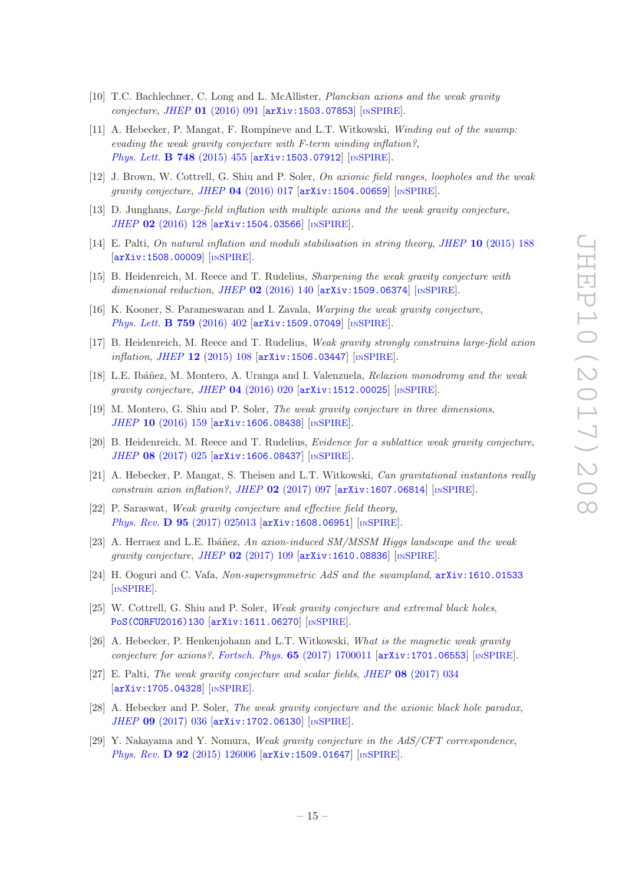[10] T.C. Bachlechner, C. Long and L. McAllister, *Planckian axions and the weak gravity conjecture*, *JHEP* **01** (2016) 091 [arXiv:1503.07853] [INSPIRE].

[11] A. Hebecker, P. Mangat, F. Rompineve and L.T. Witkowski, *Winding out of the swamp: evading the weak gravity conjecture with F-term winding inflation?*, *Phys. Lett.* **B 748** (2015) 455 [arXiv:1503.07912] [INSPIRE].

[12] J. Brown, W. Cottrell, G. Shiu and P. Soler, *On axionic field ranges, loopholes and the weak gravity conjecture*, *JHEP* **04** (2016) 017 [arXiv:1504.00659] [INSPIRE].

[13] D. Junghans, *Large-field inflation with multiple axions and the weak gravity conjecture*, *JHEP* **02** (2016) 128 [arXiv:1504.03566] [INSPIRE].

[14] E. Palti, *On natural inflation and moduli stabilisation in string theory*, *JHEP* **10** (2015) 188 [arXiv:1508.00009] [INSPIRE].

[15] B. Heidenreich, M. Reece and T. Rudelius, *Sharpening the weak gravity conjecture with dimensional reduction*, *JHEP* **02** (2016) 140 [arXiv:1509.06374] [INSPIRE].

[16] K. Kooner, S. Parameswaran and I. Zavala, *Warping the weak gravity conjecture*, *Phys. Lett.* **B 759** (2016) 402 [arXiv:1509.07049] [INSPIRE].

[17] B. Heidenreich, M. Reece and T. Rudelius, *Weak gravity strongly constrains large-field axion inflation*, *JHEP* **12** (2015) 108 [arXiv:1506.03447] [INSPIRE].

[18] L.E. Ibáñez, M. Montero, A. Uranga and I. Valenzuela, *Relaxion monodromy and the weak gravity conjecture*, *JHEP* **04** (2016) 020 [arXiv:1512.00025] [INSPIRE].

[19] M. Montero, G. Shiu and P. Soler, *The weak gravity conjecture in three dimensions*, *JHEP* **10** (2016) 159 [arXiv:1606.08438] [INSPIRE].

[20] B. Heidenreich, M. Reece and T. Rudelius, *Evidence for a sublattice weak gravity conjecture*, *JHEP* **08** (2017) 025 [arXiv:1606.08437] [INSPIRE].

[21] A. Hebecker, P. Mangat, S. Theisen and L.T. Witkowski, *Can gravitational instantons really constrain axion inflation?*, *JHEP* **02** (2017) 097 [arXiv:1607.06814] [INSPIRE].

[22] P. Saraswat, *Weak gravity conjecture and effective field theory*, *Phys. Rev.* **D 95** (2017) 025013 [arXiv:1608.06951] [INSPIRE].

[23] A. Herraez and L.E. Ibáñez, *An axion-induced SM/MSSM Higgs landscape and the weak gravity conjecture*, *JHEP* **02** (2017) 109 [arXiv:1610.08836] [INSPIRE].

[24] H. Ooguri and C. Vafa, *Non-supersymmetric AdS and the swampland*, arXiv:1610.01533 [INSPIRE].

[25] W. Cottrell, G. Shiu and P. Soler, *Weak gravity conjecture and extremal black holes*, PoS(CORFU2016)130 [arXiv:1611.06270] [INSPIRE].

[26] A. Hebecker, P. Henkenjohann and L.T. Witkowski, *What is the magnetic weak gravity conjecture for axions?*, *Fortsch. Phys.* **65** (2017) 1700011 [arXiv:1701.06553] [INSPIRE].

[27] E. Palti, *The weak gravity conjecture and scalar fields*, *JHEP* **08** (2017) 034 [arXiv:1705.04328] [INSPIRE].

[28] A. Hebecker and P. Soler, *The weak gravity conjecture and the axionic black hole paradox*, *JHEP* **09** (2017) 036 [arXiv:1702.06130] [INSPIRE].

[29] Y. Nakayama and Y. Nomura, *Weak gravity conjecture in the AdS/CFT correspondence*, *Phys. Rev.* **D 92** (2015) 126006 [arXiv:1509.01647] [INSPIRE].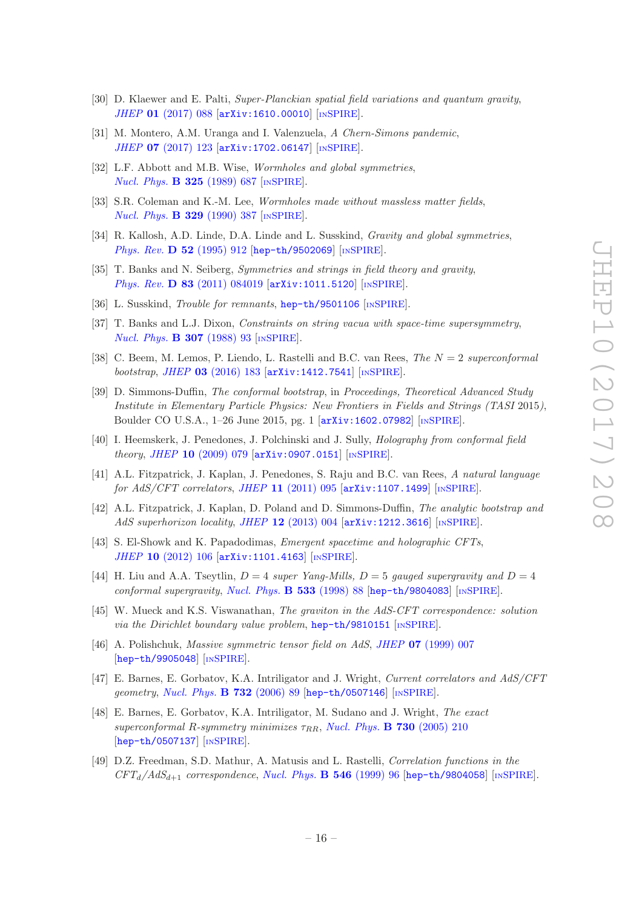- [30] D. Klaewer and E. Palti, *Super-Planckian spatial field variations and quantum gravity*, *JHEP* **01** (2017) 088 [arXiv:1610.00010] [INSPIRE].
- [31] M. Montero, A.M. Uranga and I. Valenzuela, *A Chern-Simons pandemic*, *JHEP* **07** (2017) 123 [arXiv:1702.06147] [INSPIRE].
- [32] L.F. Abbott and M.B. Wise, *Wormholes and global symmetries*, *Nucl. Phys.* **B 325** (1989) 687 [INSPIRE].
- [33] S.R. Coleman and K.-M. Lee, *Wormholes made without massless matter fields*, *Nucl. Phys.* **B 329** (1990) 387 [INSPIRE].
- [34] R. Kallosh, A.D. Linde, D.A. Linde and L. Susskind, *Gravity and global symmetries*, *Phys. Rev.* **D 52** (1995) 912 [hep-th/9502069] [INSPIRE].
- [35] T. Banks and N. Seiberg, *Symmetries and strings in field theory and gravity*, *Phys. Rev.* **D 83** (2011) 084019 [arXiv:1011.5120] [INSPIRE].
- [36] L. Susskind, *Trouble for remnants*, hep-th/9501106 [INSPIRE].
- [37] T. Banks and L.J. Dixon, *Constraints on string vacua with space-time supersymmetry*, *Nucl. Phys.* **B 307** (1988) 93 [INSPIRE].
- [38] C. Beem, M. Lemos, P. Liendo, L. Rastelli and B.C. van Rees, *The $N = 2$ superconformal bootstrap*, *JHEP* **03** (2016) 183 [arXiv:1412.7541] [INSPIRE].
- [39] D. Simmons-Duffin, *The conformal bootstrap*, in *Proceedings, Theoretical Advanced Study Institute in Elementary Particle Physics: New Frontiers in Fields and Strings (TASI* 2015), Boulder CO U.S.A., 1–26 June 2015, pg. 1 [arXiv:1602.07982] [INSPIRE].
- [40] I. Heemskerk, J. Penedones, J. Polchinski and J. Sully, *Holography from conformal field theory*, *JHEP* **10** (2009) 079 [arXiv:0907.0151] [INSPIRE].
- [41] A.L. Fitzpatrick, J. Kaplan, J. Penedones, S. Raju and B.C. van Rees, *A natural language for AdS/CFT correlators*, *JHEP* **11** (2011) 095 [arXiv:1107.1499] [INSPIRE].
- [42] A.L. Fitzpatrick, J. Kaplan, D. Poland and D. Simmons-Duffin, *The analytic bootstrap and AdS superhorizon locality*, *JHEP* **12** (2013) 004 [arXiv:1212.3616] [INSPIRE].
- [43] S. El-Showk and K. Papadodimas, *Emergent spacetime and holographic CFTs*, *JHEP* **10** (2012) 106 [arXiv:1101.4163] [INSPIRE].
- [44] H. Liu and A.A. Tseytlin, *$D = 4$ super Yang-Mills, $D = 5$ gauged supergravity and $D = 4$ conformal supergravity*, *Nucl. Phys.* **B 533** (1998) 88 [hep-th/9804083] [INSPIRE].
- [45] W. Mueck and K.S. Viswanathan, *The graviton in the AdS-CFT correspondence: solution via the Dirichlet boundary value problem*, hep-th/9810151 [INSPIRE].
- [46] A. Polishchuk, *Massive symmetric tensor field on AdS*, *JHEP* **07** (1999) 007 [hep-th/9905048] [INSPIRE].
- [47] E. Barnes, E. Gorbatov, K.A. Intriligator and J. Wright, *Current correlators and AdS/CFT geometry*, *Nucl. Phys.* **B 732** (2006) 89 [hep-th/0507146] [INSPIRE].
- [48] E. Barnes, E. Gorbatov, K.A. Intriligator, M. Sudano and J. Wright, *The exact superconformal R-symmetry minimizes $\tau_{RR}$*, *Nucl. Phys.* **B 730** (2005) 210 [hep-th/0507137] [INSPIRE].
- [49] D.Z. Freedman, S.D. Mathur, A. Matusis and L. Rastelli, *Correlation functions in the $CFT_d/AdS_{d+1}$ correspondence*, *Nucl. Phys.* **B 546** (1999) 96 [hep-th/9804058] [INSPIRE].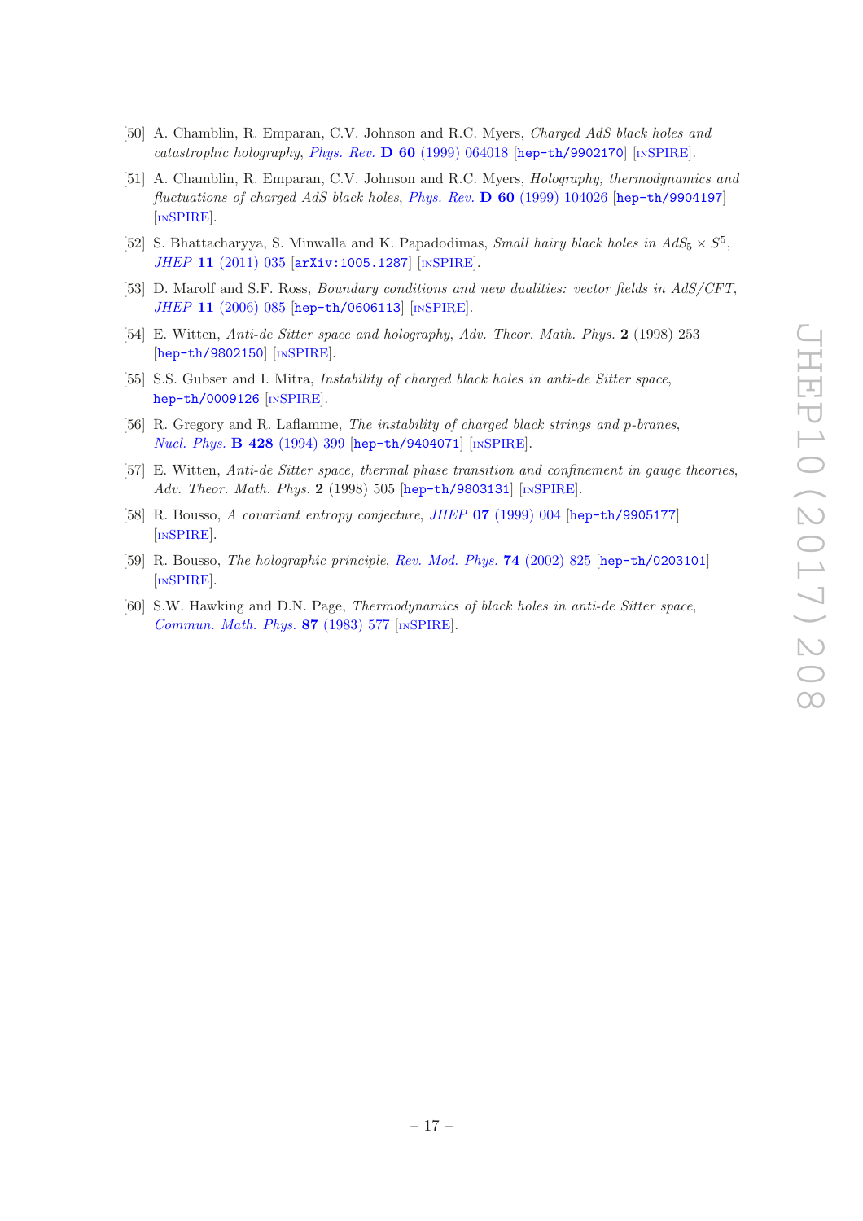[50] A. Chamblin, R. Emparan, C.V. Johnson and R.C. Myers, *Charged AdS black holes and catastrophic holography*, *Phys. Rev.* **D 60** (1999) 064018 [hep-th/9902170] [INSPIRE].

[51] A. Chamblin, R. Emparan, C.V. Johnson and R.C. Myers, *Holography, thermodynamics and fluctuations of charged AdS black holes*, *Phys. Rev.* **D 60** (1999) 104026 [hep-th/9904197] [INSPIRE].

[52] S. Bhattacharyya, S. Minwalla and K. Papadodimas, *Small hairy black holes in $AdS_5 \times S^5$*, *JHEP* **11** (2011) 035 [arXiv:1005.1287] [INSPIRE].

[53] D. Marolf and S.F. Ross, *Boundary conditions and new dualities: vector fields in AdS/CFT*, *JHEP* **11** (2006) 085 [hep-th/0606113] [INSPIRE].

[54] E. Witten, *Anti-de Sitter space and holography*, *Adv. Theor. Math. Phys.* **2** (1998) 253 [hep-th/9802150] [INSPIRE].

[55] S.S. Gubser and I. Mitra, *Instability of charged black holes in anti-de Sitter space*, hep-th/0009126 [INSPIRE].

[56] R. Gregory and R. Laflamme, *The instability of charged black strings and p-branes*, *Nucl. Phys.* **B 428** (1994) 399 [hep-th/9404071] [INSPIRE].

[57] E. Witten, *Anti-de Sitter space, thermal phase transition and confinement in gauge theories*, *Adv. Theor. Math. Phys.* **2** (1998) 505 [hep-th/9803131] [INSPIRE].

[58] R. Bousso, *A covariant entropy conjecture*, *JHEP* **07** (1999) 004 [hep-th/9905177] [INSPIRE].

[59] R. Bousso, *The holographic principle*, *Rev. Mod. Phys.* **74** (2002) 825 [hep-th/0203101] [INSPIRE].

[60] S.W. Hawking and D.N. Page, *Thermodynamics of black holes in anti-de Sitter space*, *Commun. Math. Phys.* **87** (1983) 577 [INSPIRE].